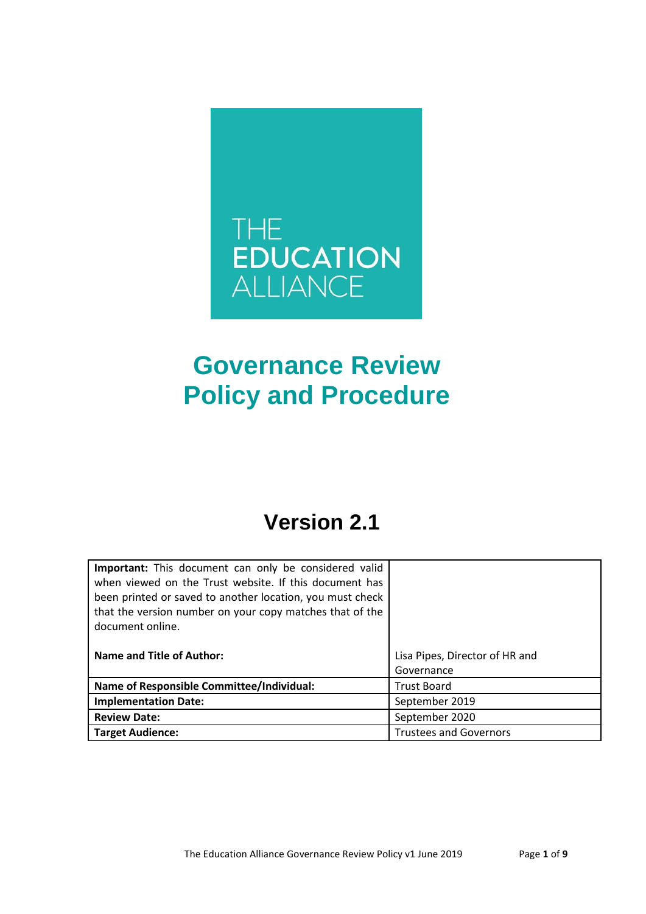THE EDUCATION ALLIANCE

# Governance Review Policy and Procedure

## Version 2.1

| **Important:** This document can only be considered valid when viewed on the Trust website. If this document has been printed or saved to another location, you must check that the version number on your copy matches that of the document online. | |
|---|---|
| **Name and Title of Author:** | Lisa Pipes, Director of HR and Governance |
| **Name of Responsible Committee/Individual:** | Trust Board |
| **Implementation Date:** | September 2019 |
| **Review Date:** | September 2020 |
| **Target Audience:** | Trustees and Governors |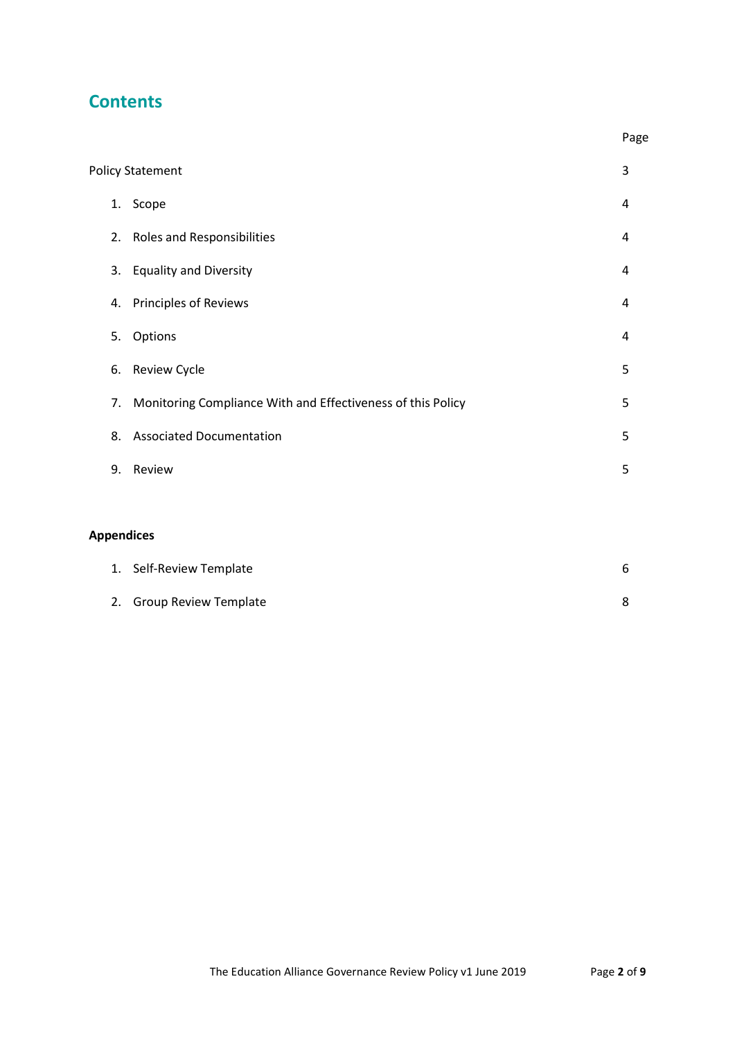# Contents

| | Page |
|---|---|
| Policy Statement | 3 |
| 1. Scope | 4 |
| 2. Roles and Responsibilities | 4 |
| 3. Equality and Diversity | 4 |
| 4. Principles of Reviews | 4 |
| 5. Options | 4 |
| 6. Review Cycle | 5 |
| 7. Monitoring Compliance With and Effectiveness of this Policy | 5 |
| 8. Associated Documentation | 5 |
| 9. Review | 5 |

**Appendices**

| | |
|---|---|
| 1. Self-Review Template | 6 |
| 2. Group Review Template | 8 |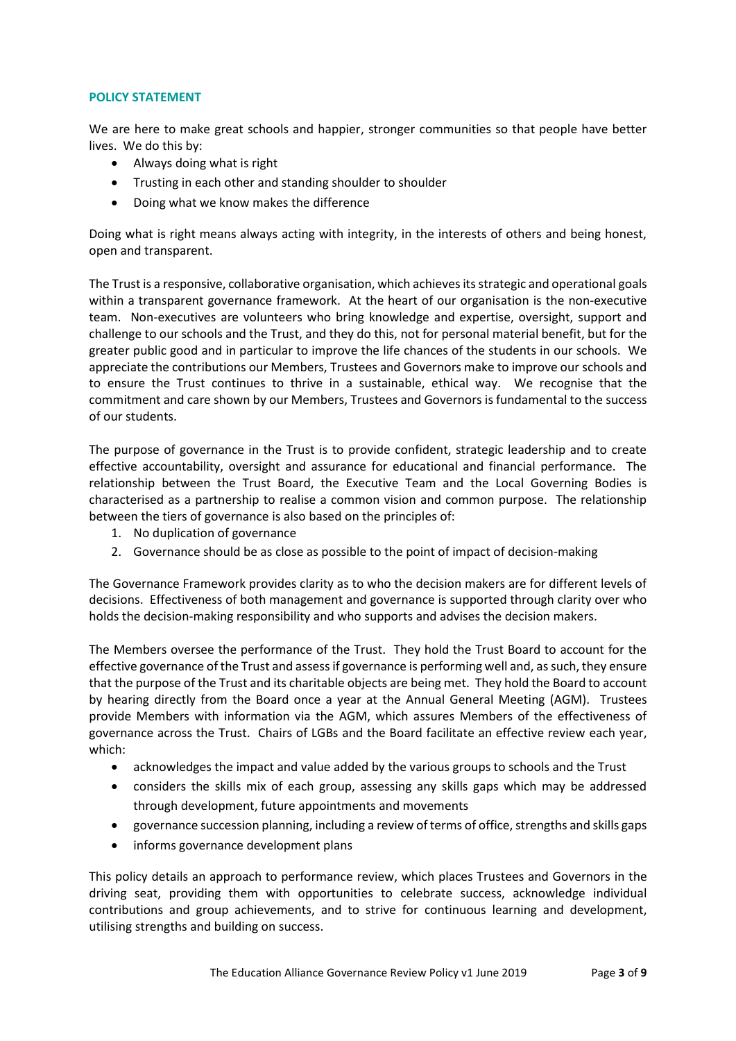## POLICY STATEMENT

We are here to make great schools and happier, stronger communities so that people have better lives. We do this by:

- Always doing what is right
- Trusting in each other and standing shoulder to shoulder
- Doing what we know makes the difference

Doing what is right means always acting with integrity, in the interests of others and being honest, open and transparent.

The Trust is a responsive, collaborative organisation, which achieves its strategic and operational goals within a transparent governance framework. At the heart of our organisation is the non-executive team. Non-executives are volunteers who bring knowledge and expertise, oversight, support and challenge to our schools and the Trust, and they do this, not for personal material benefit, but for the greater public good and in particular to improve the life chances of the students in our schools. We appreciate the contributions our Members, Trustees and Governors make to improve our schools and to ensure the Trust continues to thrive in a sustainable, ethical way. We recognise that the commitment and care shown by our Members, Trustees and Governors is fundamental to the success of our students.

The purpose of governance in the Trust is to provide confident, strategic leadership and to create effective accountability, oversight and assurance for educational and financial performance. The relationship between the Trust Board, the Executive Team and the Local Governing Bodies is characterised as a partnership to realise a common vision and common purpose. The relationship between the tiers of governance is also based on the principles of:

1. No duplication of governance
2. Governance should be as close as possible to the point of impact of decision-making

The Governance Framework provides clarity as to who the decision makers are for different levels of decisions. Effectiveness of both management and governance is supported through clarity over who holds the decision-making responsibility and who supports and advises the decision makers.

The Members oversee the performance of the Trust. They hold the Trust Board to account for the effective governance of the Trust and assess if governance is performing well and, as such, they ensure that the purpose of the Trust and its charitable objects are being met. They hold the Board to account by hearing directly from the Board once a year at the Annual General Meeting (AGM). Trustees provide Members with information via the AGM, which assures Members of the effectiveness of governance across the Trust. Chairs of LGBs and the Board facilitate an effective review each year, which:

- acknowledges the impact and value added by the various groups to schools and the Trust
- considers the skills mix of each group, assessing any skills gaps which may be addressed through development, future appointments and movements
- governance succession planning, including a review of terms of office, strengths and skills gaps
- informs governance development plans

This policy details an approach to performance review, which places Trustees and Governors in the driving seat, providing them with opportunities to celebrate success, acknowledge individual contributions and group achievements, and to strive for continuous learning and development, utilising strengths and building on success.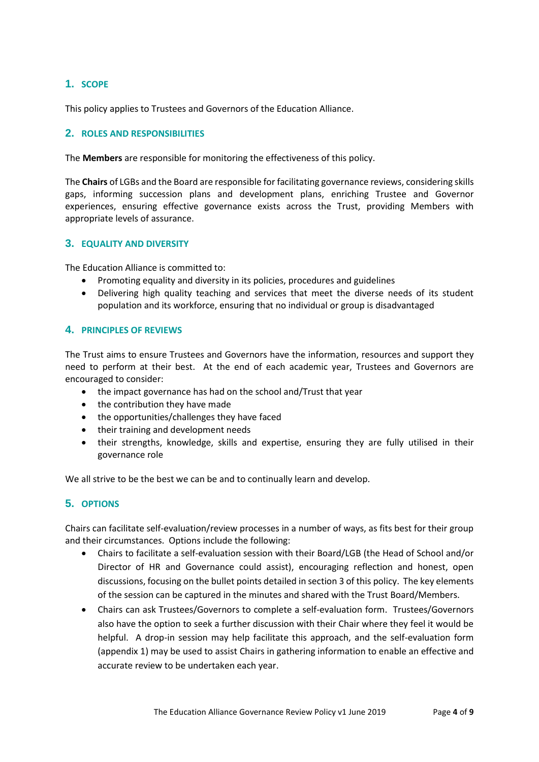## 1. SCOPE

This policy applies to Trustees and Governors of the Education Alliance.

## 2. ROLES AND RESPONSIBILITIES

The **Members** are responsible for monitoring the effectiveness of this policy.

The **Chairs** of LGBs and the Board are responsible for facilitating governance reviews, considering skills gaps, informing succession plans and development plans, enriching Trustee and Governor experiences, ensuring effective governance exists across the Trust, providing Members with appropriate levels of assurance.

## 3. EQUALITY AND DIVERSITY

The Education Alliance is committed to:

- Promoting equality and diversity in its policies, procedures and guidelines
- Delivering high quality teaching and services that meet the diverse needs of its student population and its workforce, ensuring that no individual or group is disadvantaged

## 4. PRINCIPLES OF REVIEWS

The Trust aims to ensure Trustees and Governors have the information, resources and support they need to perform at their best. At the end of each academic year, Trustees and Governors are encouraged to consider:

- the impact governance has had on the school and/Trust that year
- the contribution they have made
- the opportunities/challenges they have faced
- their training and development needs
- their strengths, knowledge, skills and expertise, ensuring they are fully utilised in their governance role

We all strive to be the best we can be and to continually learn and develop.

## 5. OPTIONS

Chairs can facilitate self-evaluation/review processes in a number of ways, as fits best for their group and their circumstances. Options include the following:

- Chairs to facilitate a self-evaluation session with their Board/LGB (the Head of School and/or Director of HR and Governance could assist), encouraging reflection and honest, open discussions, focusing on the bullet points detailed in section 3 of this policy. The key elements of the session can be captured in the minutes and shared with the Trust Board/Members.
- Chairs can ask Trustees/Governors to complete a self-evaluation form. Trustees/Governors also have the option to seek a further discussion with their Chair where they feel it would be helpful. A drop-in session may help facilitate this approach, and the self-evaluation form (appendix 1) may be used to assist Chairs in gathering information to enable an effective and accurate review to be undertaken each year.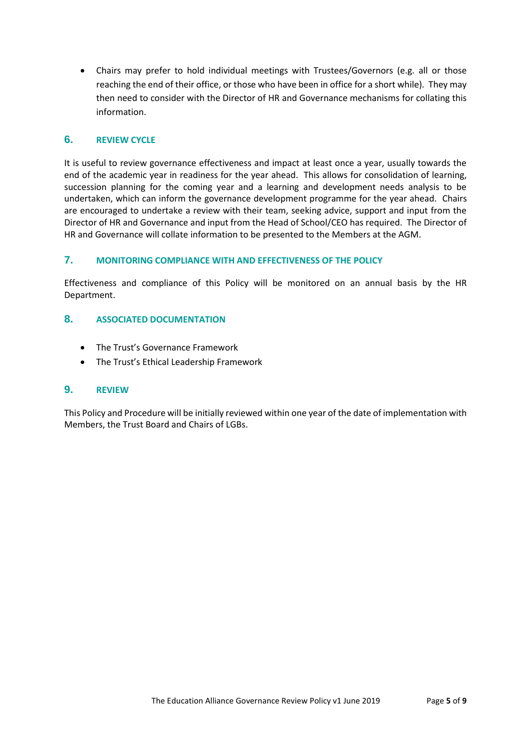- Chairs may prefer to hold individual meetings with Trustees/Governors (e.g. all or those reaching the end of their office, or those who have been in office for a short while). They may then need to consider with the Director of HR and Governance mechanisms for collating this information.

## 6. REVIEW CYCLE

It is useful to review governance effectiveness and impact at least once a year, usually towards the end of the academic year in readiness for the year ahead. This allows for consolidation of learning, succession planning for the coming year and a learning and development needs analysis to be undertaken, which can inform the governance development programme for the year ahead. Chairs are encouraged to undertake a review with their team, seeking advice, support and input from the Director of HR and Governance and input from the Head of School/CEO has required. The Director of HR and Governance will collate information to be presented to the Members at the AGM.

## 7. MONITORING COMPLIANCE WITH AND EFFECTIVENESS OF THE POLICY

Effectiveness and compliance of this Policy will be monitored on an annual basis by the HR Department.

## 8. ASSOCIATED DOCUMENTATION

- The Trust's Governance Framework
- The Trust's Ethical Leadership Framework

## 9. REVIEW

This Policy and Procedure will be initially reviewed within one year of the date of implementation with Members, the Trust Board and Chairs of LGBs.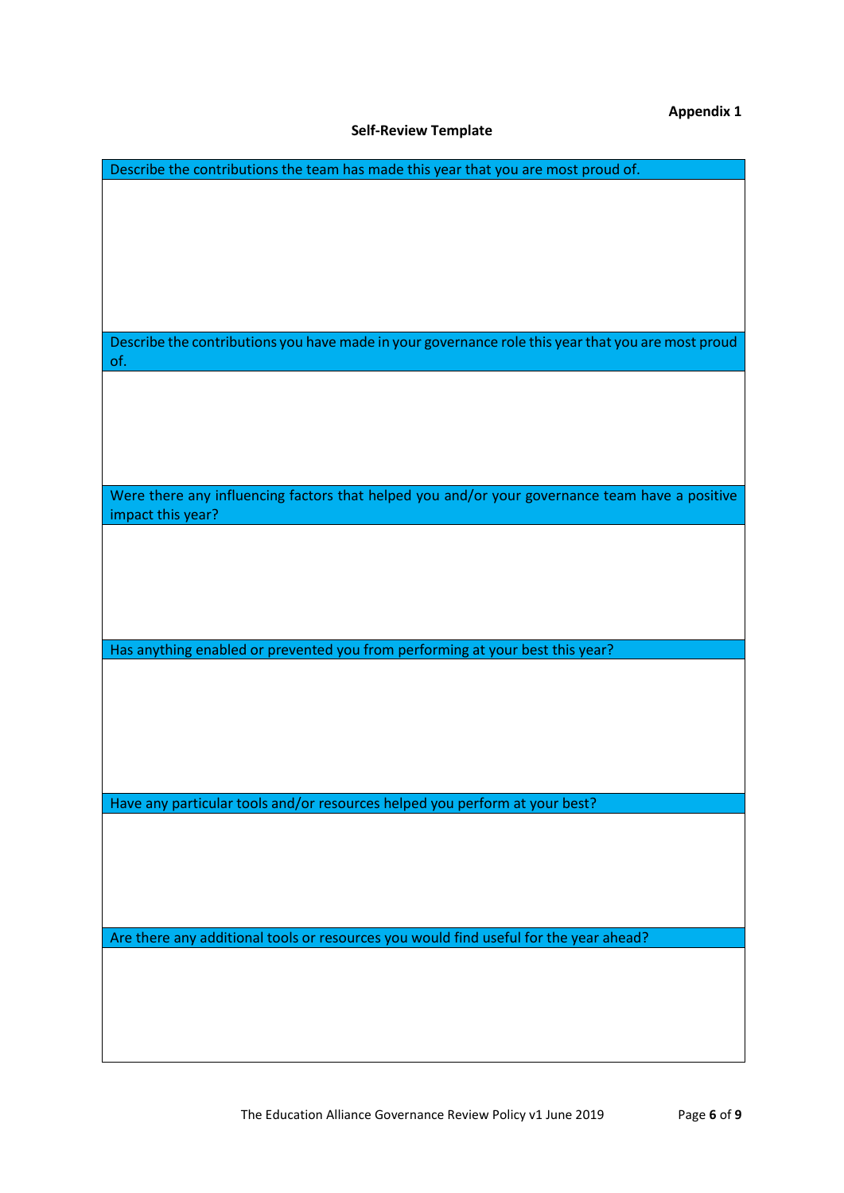**Appendix 1**

**Self-Review Template**

| Describe the contributions the team has made this year that you are most proud of. |
|---|
| |
| Describe the contributions you have made in your governance role this year that you are most proud of. |
| |
| Were there any influencing factors that helped you and/or your governance team have a positive impact this year? |
| |
| Has anything enabled or prevented you from performing at your best this year? |
| |
| Have any particular tools and/or resources helped you perform at your best? |
| |
| Are there any additional tools or resources you would find useful for the year ahead? |
| |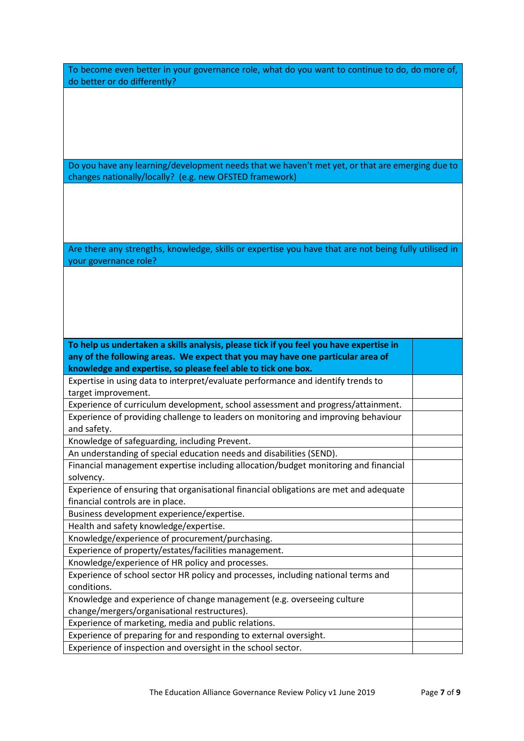| To become even better in your governance role, what do you want to continue to do, do more of, do better or do differently? |
| --- |
| |

| Do you have any learning/development needs that we haven't met yet, or that are emerging due to changes nationally/locally? (e.g. new OFSTED framework) |
| --- |
| |

| Are there any strengths, knowledge, skills or expertise you have that are not being fully utilised in your governance role? |
| --- |
| |

| **To help us undertaken a skills analysis, please tick if you feel you have expertise in any of the following areas. We expect that you may have one particular area of knowledge and expertise, so please feel able to tick one box.** | |
| --- | --- |
| Expertise in using data to interpret/evaluate performance and identify trends to target improvement. | |
| Experience of curriculum development, school assessment and progress/attainment. | |
| Experience of providing challenge to leaders on monitoring and improving behaviour and safety. | |
| Knowledge of safeguarding, including Prevent. | |
| An understanding of special education needs and disabilities (SEND). | |
| Financial management expertise including allocation/budget monitoring and financial solvency. | |
| Experience of ensuring that organisational financial obligations are met and adequate financial controls are in place. | |
| Business development experience/expertise. | |
| Health and safety knowledge/expertise. | |
| Knowledge/experience of procurement/purchasing. | |
| Experience of property/estates/facilities management. | |
| Knowledge/experience of HR policy and processes. | |
| Experience of school sector HR policy and processes, including national terms and conditions. | |
| Knowledge and experience of change management (e.g. overseeing culture change/mergers/organisational restructures). | |
| Experience of marketing, media and public relations. | |
| Experience of preparing for and responding to external oversight. | |
| Experience of inspection and oversight in the school sector. | |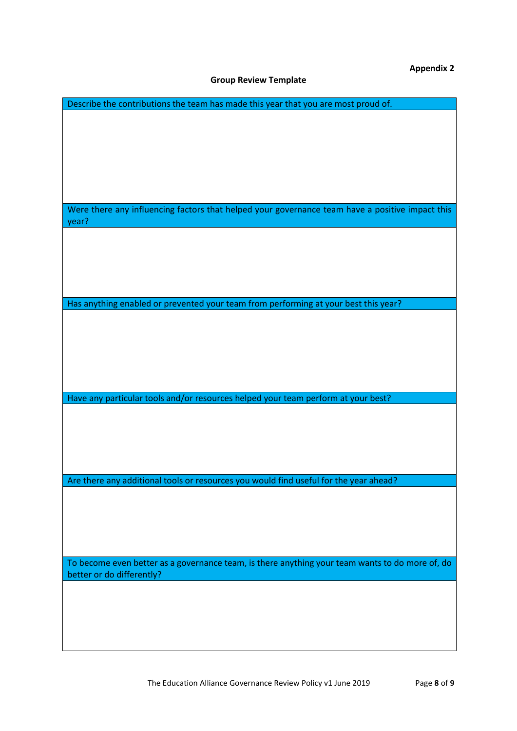**Appendix 2**

**Group Review Template**

| Describe the contributions the team has made this year that you are most proud of. |
|---|
| |
| Were there any influencing factors that helped your governance team have a positive impact this year? |
| |
| Has anything enabled or prevented your team from performing at your best this year? |
| |
| Have any particular tools and/or resources helped your team perform at your best? |
| |
| Are there any additional tools or resources you would find useful for the year ahead? |
| |
| To become even better as a governance team, is there anything your team wants to do more of, do better or do differently? |
| |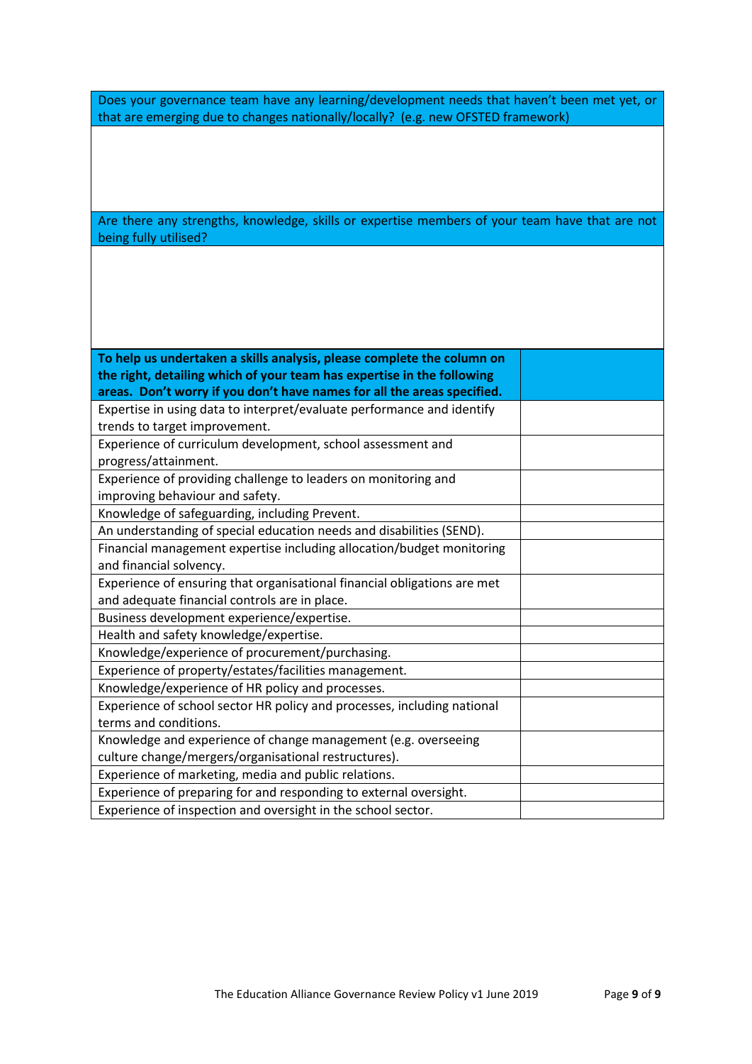| Does your governance team have any learning/development needs that haven't been met yet, or that are emerging due to changes nationally/locally? (e.g. new OFSTED framework) |
|---|
| |

| Are there any strengths, knowledge, skills or expertise members of your team have that are not being fully utilised? |
|---|
| |

| **To help us undertaken a skills analysis, please complete the column on the right, detailing which of your team has expertise in the following areas. Don't worry if you don't have names for all the areas specified.** | |
|---|---|
| Expertise in using data to interpret/evaluate performance and identify trends to target improvement. | |
| Experience of curriculum development, school assessment and progress/attainment. | |
| Experience of providing challenge to leaders on monitoring and improving behaviour and safety. | |
| Knowledge of safeguarding, including Prevent. | |
| An understanding of special education needs and disabilities (SEND). | |
| Financial management expertise including allocation/budget monitoring and financial solvency. | |
| Experience of ensuring that organisational financial obligations are met and adequate financial controls are in place. | |
| Business development experience/expertise. | |
| Health and safety knowledge/expertise. | |
| Knowledge/experience of procurement/purchasing. | |
| Experience of property/estates/facilities management. | |
| Knowledge/experience of HR policy and processes. | |
| Experience of school sector HR policy and processes, including national terms and conditions. | |
| Knowledge and experience of change management (e.g. overseeing culture change/mergers/organisational restructures). | |
| Experience of marketing, media and public relations. | |
| Experience of preparing for and responding to external oversight. | |
| Experience of inspection and oversight in the school sector. | |